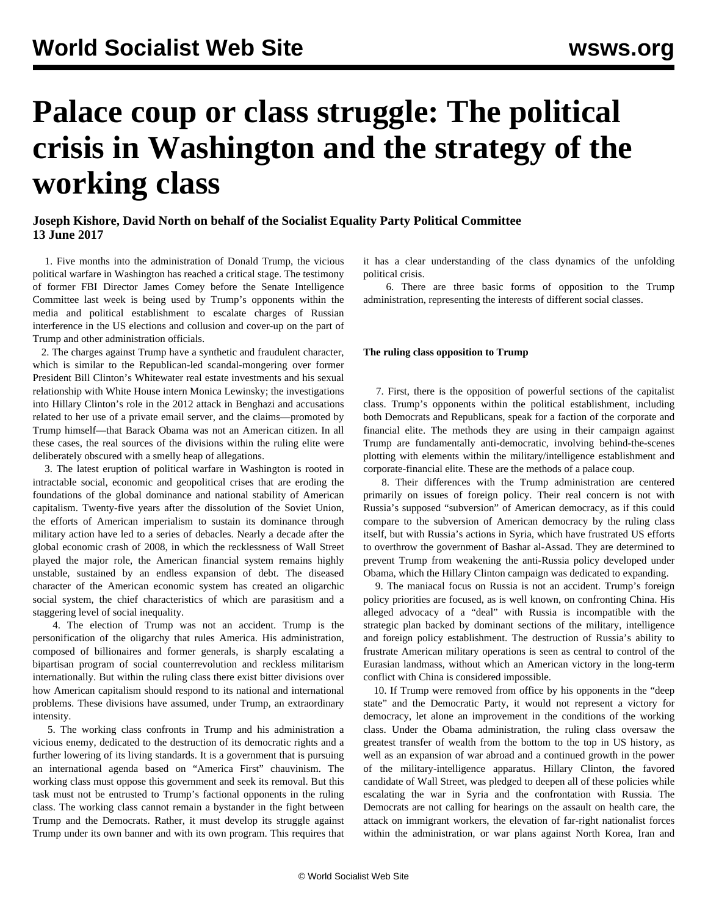# Palace coup or class struggle: The political crisis in Washington and the strategy of the working class

**Joseph Kishore, David North on behalf of the Socialist Equality Party Political Committee**
**13 June 2017**

1. Five months into the administration of Donald Trump, the vicious political warfare in Washington has reached a critical stage. The testimony of former FBI Director James Comey before the Senate Intelligence Committee last week is being used by Trump's opponents within the media and political establishment to escalate charges of Russian interference in the US elections and collusion and cover-up on the part of Trump and other administration officials.

2. The charges against Trump have a synthetic and fraudulent character, which is similar to the Republican-led scandal-mongering over former President Bill Clinton's Whitewater real estate investments and his sexual relationship with White House intern Monica Lewinsky; the investigations into Hillary Clinton's role in the 2012 attack in Benghazi and accusations related to her use of a private email server, and the claims—promoted by Trump himself—that Barack Obama was not an American citizen. In all these cases, the real sources of the divisions within the ruling elite were deliberately obscured with a smelly heap of allegations.

3. The latest eruption of political warfare in Washington is rooted in intractable social, economic and geopolitical crises that are eroding the foundations of the global dominance and national stability of American capitalism. Twenty-five years after the dissolution of the Soviet Union, the efforts of American imperialism to sustain its dominance through military action have led to a series of debacles. Nearly a decade after the global economic crash of 2008, in which the recklessness of Wall Street played the major role, the American financial system remains highly unstable, sustained by an endless expansion of debt. The diseased character of the American economic system has created an oligarchic social system, the chief characteristics of which are parasitism and a staggering level of social inequality.

4. The election of Trump was not an accident. Trump is the personification of the oligarchy that rules America. His administration, composed of billionaires and former generals, is sharply escalating a bipartisan program of social counterrevolution and reckless militarism internationally. But within the ruling class there exist bitter divisions over how American capitalism should respond to its national and international problems. These divisions have assumed, under Trump, an extraordinary intensity.

5. The working class confronts in Trump and his administration a vicious enemy, dedicated to the destruction of its democratic rights and a further lowering of its living standards. It is a government that is pursuing an international agenda based on "America First" chauvinism. The working class must oppose this government and seek its removal. But this task must not be entrusted to Trump's factional opponents in the ruling class. The working class cannot remain a bystander in the fight between Trump and the Democrats. Rather, it must develop its struggle against Trump under its own banner and with its own program. This requires that it has a clear understanding of the class dynamics of the unfolding political crisis.

6. There are three basic forms of opposition to the Trump administration, representing the interests of different social classes.

**The ruling class opposition to Trump**

7. First, there is the opposition of powerful sections of the capitalist class. Trump's opponents within the political establishment, including both Democrats and Republicans, speak for a faction of the corporate and financial elite. The methods they are using in their campaign against Trump are fundamentally anti-democratic, involving behind-the-scenes plotting with elements within the military/intelligence establishment and corporate-financial elite. These are the methods of a palace coup.

8. Their differences with the Trump administration are centered primarily on issues of foreign policy. Their real concern is not with Russia's supposed "subversion" of American democracy, as if this could compare to the subversion of American democracy by the ruling class itself, but with Russia's actions in Syria, which have frustrated US efforts to overthrow the government of Bashar al-Assad. They are determined to prevent Trump from weakening the anti-Russia policy developed under Obama, which the Hillary Clinton campaign was dedicated to expanding.

9. The maniacal focus on Russia is not an accident. Trump's foreign policy priorities are focused, as is well known, on confronting China. His alleged advocacy of a "deal" with Russia is incompatible with the strategic plan backed by dominant sections of the military, intelligence and foreign policy establishment. The destruction of Russia's ability to frustrate American military operations is seen as central to control of the Eurasian landmass, without which an American victory in the long-term conflict with China is considered impossible.

10. If Trump were removed from office by his opponents in the "deep state" and the Democratic Party, it would not represent a victory for democracy, let alone an improvement in the conditions of the working class. Under the Obama administration, the ruling class oversaw the greatest transfer of wealth from the bottom to the top in US history, as well as an expansion of war abroad and a continued growth in the power of the military-intelligence apparatus. Hillary Clinton, the favored candidate of Wall Street, was pledged to deepen all of these policies while escalating the war in Syria and the confrontation with Russia. The Democrats are not calling for hearings on the assault on health care, the attack on immigrant workers, the elevation of far-right nationalist forces within the administration, or war plans against North Korea, Iran and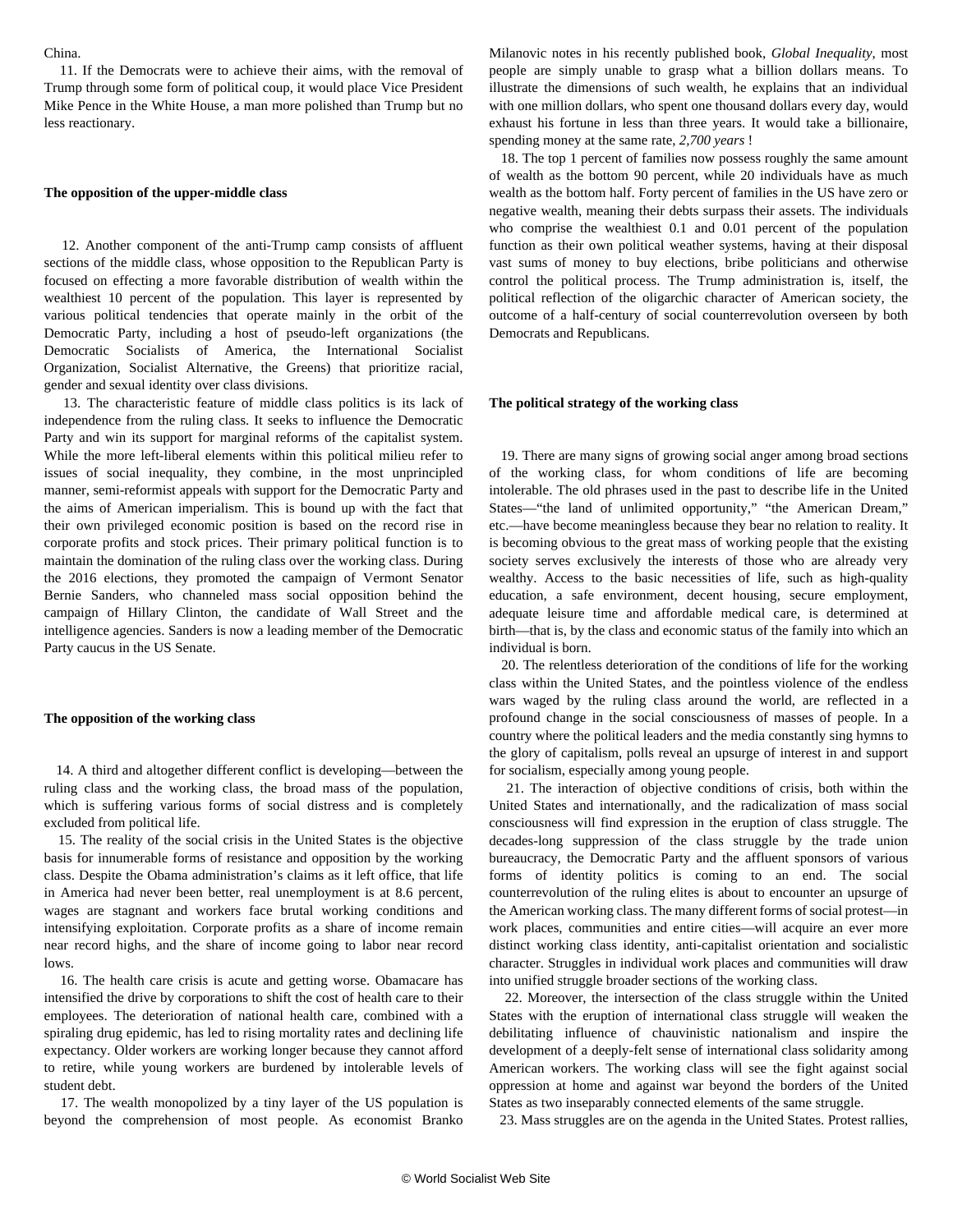China.

11. If the Democrats were to achieve their aims, with the removal of Trump through some form of political coup, it would place Vice President Mike Pence in the White House, a man more polished than Trump but no less reactionary.

**The opposition of the upper-middle class**

12. Another component of the anti-Trump camp consists of affluent sections of the middle class, whose opposition to the Republican Party is focused on effecting a more favorable distribution of wealth within the wealthiest 10 percent of the population. This layer is represented by various political tendencies that operate mainly in the orbit of the Democratic Party, including a host of pseudo-left organizations (the Democratic Socialists of America, the International Socialist Organization, Socialist Alternative, the Greens) that prioritize racial, gender and sexual identity over class divisions.

13. The characteristic feature of middle class politics is its lack of independence from the ruling class. It seeks to influence the Democratic Party and win its support for marginal reforms of the capitalist system. While the more left-liberal elements within this political milieu refer to issues of social inequality, they combine, in the most unprincipled manner, semi-reformist appeals with support for the Democratic Party and the aims of American imperialism. This is bound up with the fact that their own privileged economic position is based on the record rise in corporate profits and stock prices. Their primary political function is to maintain the domination of the ruling class over the working class. During the 2016 elections, they promoted the campaign of Vermont Senator Bernie Sanders, who channeled mass social opposition behind the campaign of Hillary Clinton, the candidate of Wall Street and the intelligence agencies. Sanders is now a leading member of the Democratic Party caucus in the US Senate.

**The opposition of the working class**

14. A third and altogether different conflict is developing—between the ruling class and the working class, the broad mass of the population, which is suffering various forms of social distress and is completely excluded from political life.

15. The reality of the social crisis in the United States is the objective basis for innumerable forms of resistance and opposition by the working class. Despite the Obama administration's claims as it left office, that life in America had never been better, real unemployment is at 8.6 percent, wages are stagnant and workers face brutal working conditions and intensifying exploitation. Corporate profits as a share of income remain near record highs, and the share of income going to labor near record lows.

16. The health care crisis is acute and getting worse. Obamacare has intensified the drive by corporations to shift the cost of health care to their employees. The deterioration of national health care, combined with a spiraling drug epidemic, has led to rising mortality rates and declining life expectancy. Older workers are working longer because they cannot afford to retire, while young workers are burdened by intolerable levels of student debt.

17. The wealth monopolized by a tiny layer of the US population is beyond the comprehension of most people. As economist Branko Milanovic notes in his recently published book, *Global Inequality*, most people are simply unable to grasp what a billion dollars means. To illustrate the dimensions of such wealth, he explains that an individual with one million dollars, who spent one thousand dollars every day, would exhaust his fortune in less than three years. It would take a billionaire, spending money at the same rate, *2,700 years* !

18. The top 1 percent of families now possess roughly the same amount of wealth as the bottom 90 percent, while 20 individuals have as much wealth as the bottom half. Forty percent of families in the US have zero or negative wealth, meaning their debts surpass their assets. The individuals who comprise the wealthiest 0.1 and 0.01 percent of the population function as their own political weather systems, having at their disposal vast sums of money to buy elections, bribe politicians and otherwise control the political process. The Trump administration is, itself, the political reflection of the oligarchic character of American society, the outcome of a half-century of social counterrevolution overseen by both Democrats and Republicans.

**The political strategy of the working class**

19. There are many signs of growing social anger among broad sections of the working class, for whom conditions of life are becoming intolerable. The old phrases used in the past to describe life in the United States—"the land of unlimited opportunity," "the American Dream," etc.—have become meaningless because they bear no relation to reality. It is becoming obvious to the great mass of working people that the existing society serves exclusively the interests of those who are already very wealthy. Access to the basic necessities of life, such as high-quality education, a safe environment, decent housing, secure employment, adequate leisure time and affordable medical care, is determined at birth—that is, by the class and economic status of the family into which an individual is born.

20. The relentless deterioration of the conditions of life for the working class within the United States, and the pointless violence of the endless wars waged by the ruling class around the world, are reflected in a profound change in the social consciousness of masses of people. In a country where the political leaders and the media constantly sing hymns to the glory of capitalism, polls reveal an upsurge of interest in and support for socialism, especially among young people.

21. The interaction of objective conditions of crisis, both within the United States and internationally, and the radicalization of mass social consciousness will find expression in the eruption of class struggle. The decades-long suppression of the class struggle by the trade union bureaucracy, the Democratic Party and the affluent sponsors of various forms of identity politics is coming to an end. The social counterrevolution of the ruling elites is about to encounter an upsurge of the American working class. The many different forms of social protest—in work places, communities and entire cities—will acquire an ever more distinct working class identity, anti-capitalist orientation and socialistic character. Struggles in individual work places and communities will draw into unified struggle broader sections of the working class.

22. Moreover, the intersection of the class struggle within the United States with the eruption of international class struggle will weaken the debilitating influence of chauvinistic nationalism and inspire the development of a deeply-felt sense of international class solidarity among American workers. The working class will see the fight against social oppression at home and against war beyond the borders of the United States as two inseparably connected elements of the same struggle.

23. Mass struggles are on the agenda in the United States. Protest rallies,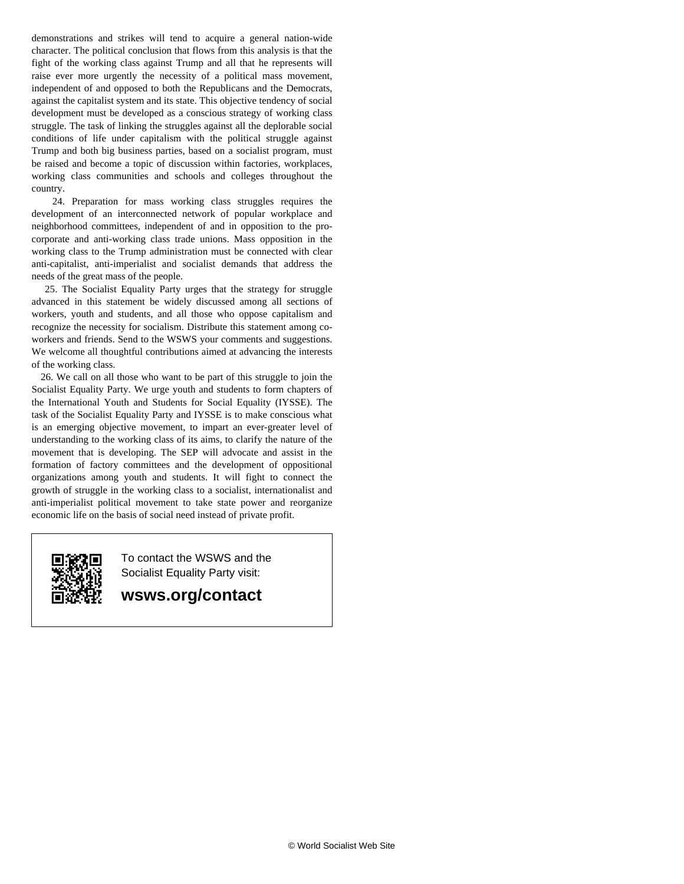demonstrations and strikes will tend to acquire a general nation-wide character. The political conclusion that flows from this analysis is that the fight of the working class against Trump and all that he represents will raise ever more urgently the necessity of a political mass movement, independent of and opposed to both the Republicans and the Democrats, against the capitalist system and its state. This objective tendency of social development must be developed as a conscious strategy of working class struggle. The task of linking the struggles against all the deplorable social conditions of life under capitalism with the political struggle against Trump and both big business parties, based on a socialist program, must be raised and become a topic of discussion within factories, workplaces, working class communities and schools and colleges throughout the country.

24. Preparation for mass working class struggles requires the development of an interconnected network of popular workplace and neighborhood committees, independent of and in opposition to the pro-corporate and anti-working class trade unions. Mass opposition in the working class to the Trump administration must be connected with clear anti-capitalist, anti-imperialist and socialist demands that address the needs of the great mass of the people.

25. The Socialist Equality Party urges that the strategy for struggle advanced in this statement be widely discussed among all sections of workers, youth and students, and all those who oppose capitalism and recognize the necessity for socialism. Distribute this statement among co-workers and friends. Send to the WSWS your comments and suggestions. We welcome all thoughtful contributions aimed at advancing the interests of the working class.

26. We call on all those who want to be part of this struggle to join the Socialist Equality Party. We urge youth and students to form chapters of the International Youth and Students for Social Equality (IYSSE). The task of the Socialist Equality Party and IYSSE is to make conscious what is an emerging objective movement, to impart an ever-greater level of understanding to the working class of its aims, to clarify the nature of the movement that is developing. The SEP will advocate and assist in the formation of factory committees and the development of oppositional organizations among youth and students. It will fight to connect the growth of struggle in the working class to a socialist, internationalist and anti-imperialist political movement to take state power and reorganize economic life on the basis of social need instead of private profit.

To contact the WSWS and the Socialist Equality Party visit:

**wsws.org/contact**